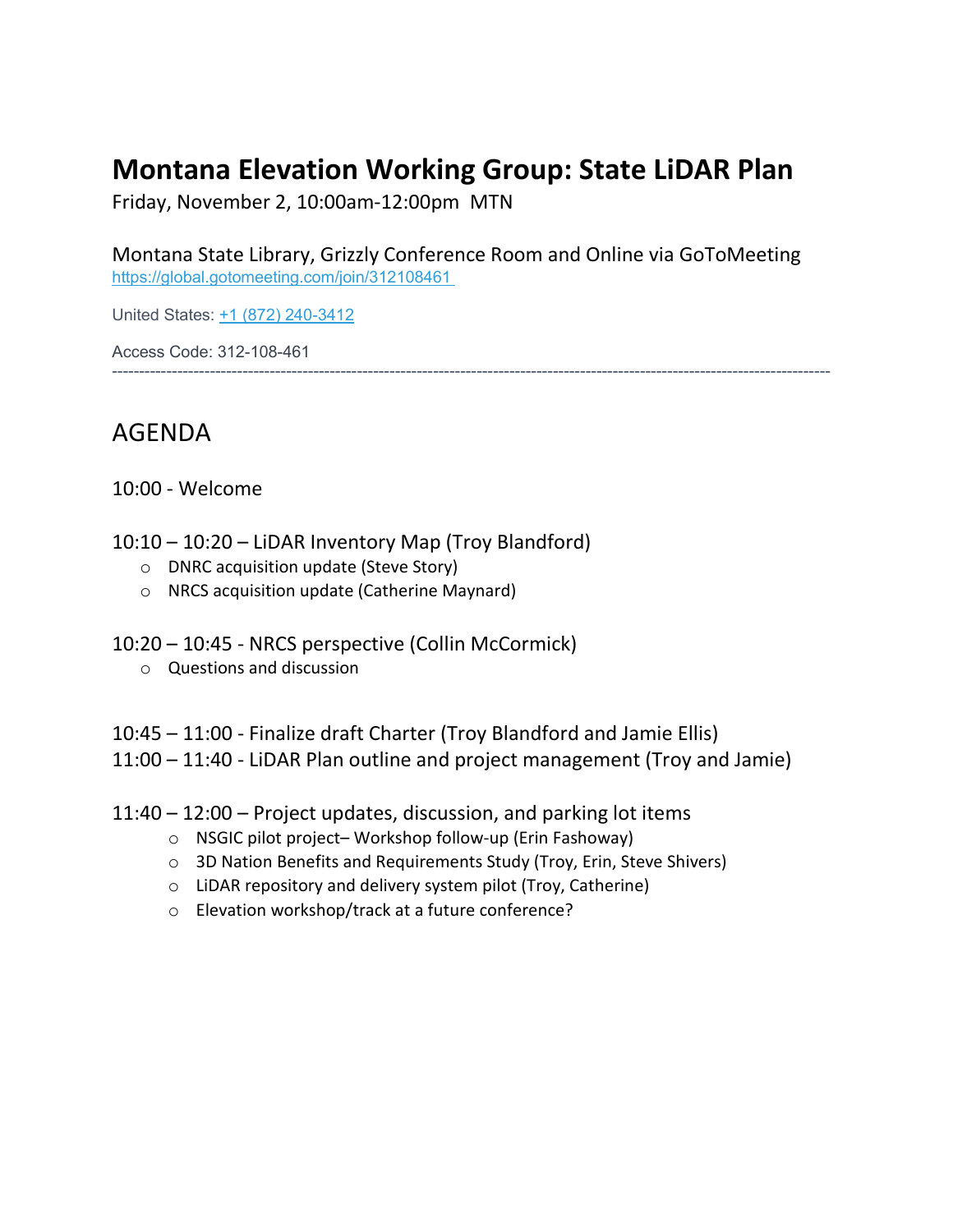# Montana Elevation Working Group: State LiDAR Plan

Friday, November 2, 10:00am-12:00pm MTN

Montana State Library, Grizzly Conference Room and Online via GoToMeeting
https://global.gotomeeting.com/join/312108461

United States: +1 (872) 240-3412

Access Code: 312-108-461

---

## AGENDA

10:00 - Welcome

10:10 – 10:20 – LiDAR Inventory Map (Troy Blandford)
- DNRC acquisition update (Steve Story)
- NRCS acquisition update (Catherine Maynard)

10:20 – 10:45 - NRCS perspective (Collin McCormick)
- Questions and discussion

10:45 – 11:00 - Finalize draft Charter (Troy Blandford and Jamie Ellis)

11:00 – 11:40 - LiDAR Plan outline and project management (Troy and Jamie)

11:40 – 12:00 – Project updates, discussion, and parking lot items
- NSGIC pilot project– Workshop follow-up (Erin Fashoway)
- 3D Nation Benefits and Requirements Study (Troy, Erin, Steve Shivers)
- LiDAR repository and delivery system pilot (Troy, Catherine)
- Elevation workshop/track at a future conference?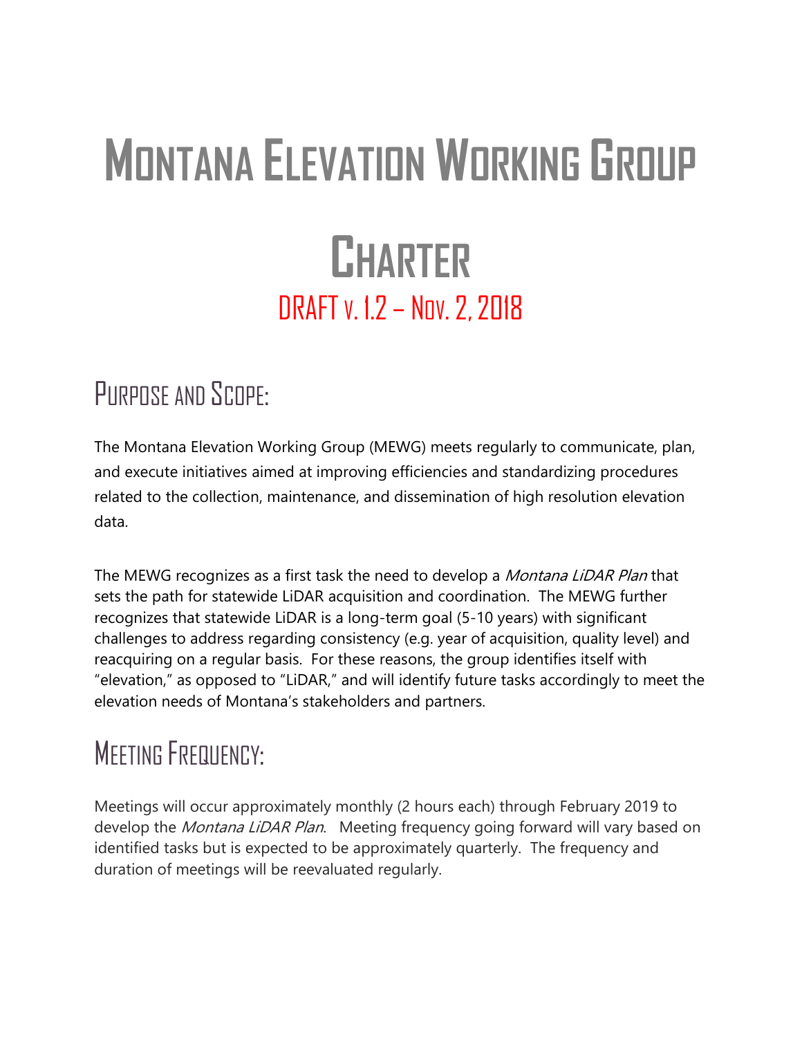# Montana Elevation Working Group Charter

DRAFT v. 1.2 – Nov. 2, 2018

## Purpose and Scope:

The Montana Elevation Working Group (MEWG) meets regularly to communicate, plan, and execute initiatives aimed at improving efficiencies and standardizing procedures related to the collection, maintenance, and dissemination of high resolution elevation data.

The MEWG recognizes as a first task the need to develop a *Montana LiDAR Plan* that sets the path for statewide LiDAR acquisition and coordination. The MEWG further recognizes that statewide LiDAR is a long-term goal (5-10 years) with significant challenges to address regarding consistency (e.g. year of acquisition, quality level) and reacquiring on a regular basis. For these reasons, the group identifies itself with "elevation," as opposed to "LiDAR," and will identify future tasks accordingly to meet the elevation needs of Montana's stakeholders and partners.

## Meeting Frequency:

Meetings will occur approximately monthly (2 hours each) through February 2019 to develop the *Montana LiDAR Plan*. Meeting frequency going forward will vary based on identified tasks but is expected to be approximately quarterly. The frequency and duration of meetings will be reevaluated regularly.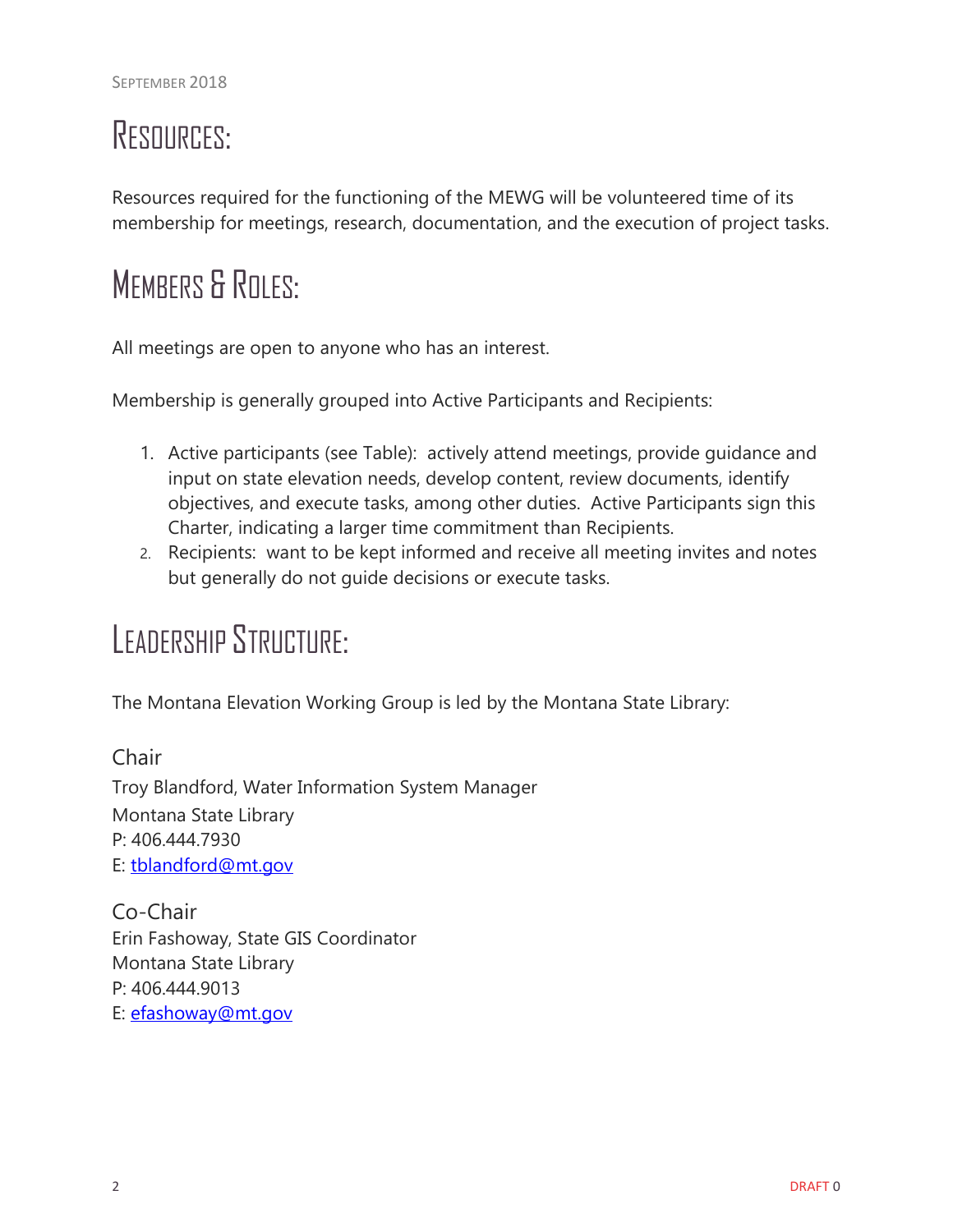# Resources:

Resources required for the functioning of the MEWG will be volunteered time of its membership for meetings, research, documentation, and the execution of project tasks.

# Members & Roles:

All meetings are open to anyone who has an interest.

Membership is generally grouped into Active Participants and Recipients:

1. Active participants (see Table): actively attend meetings, provide guidance and input on state elevation needs, develop content, review documents, identify objectives, and execute tasks, among other duties. Active Participants sign this Charter, indicating a larger time commitment than Recipients.
2. Recipients: want to be kept informed and receive all meeting invites and notes but generally do not guide decisions or execute tasks.

# Leadership Structure:

The Montana Elevation Working Group is led by the Montana State Library:

## Chair

Troy Blandford, Water Information System Manager
Montana State Library
P: 406.444.7930
E: tblandford@mt.gov

## Co-Chair

Erin Fashoway, State GIS Coordinator
Montana State Library
P: 406.444.9013
E: efashoway@mt.gov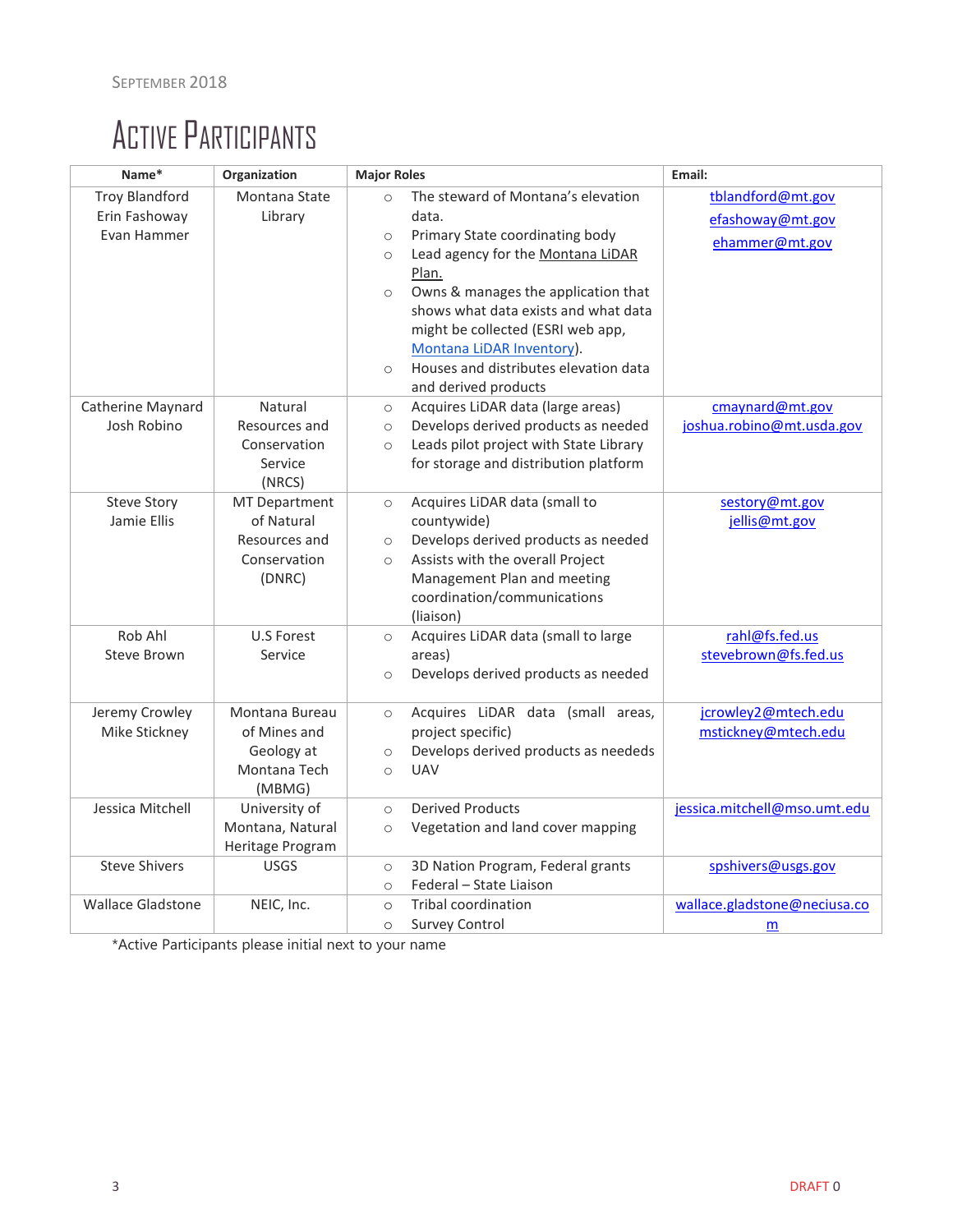# Active Participants

| Name* | Organization | Major Roles | Email: |
|---|---|---|---|
| Troy Blandford<br>Erin Fashoway<br>Evan Hammer | Montana State Library | ○ The steward of Montana's elevation data.<br>○ Primary State coordinating body<br>○ Lead agency for the Montana LiDAR Plan.<br>○ Owns & manages the application that shows what data exists and what data might be collected (ESRI web app, Montana LiDAR Inventory).<br>○ Houses and distributes elevation data and derived products | tblandford@mt.gov<br>efashoway@mt.gov<br>ehammer@mt.gov |
| Catherine Maynard<br>Josh Robino | Natural Resources and Conservation Sevice (NRCS) | ○ Acquires LiDAR data (large areas)<br>○ Develops derived products as needed<br>○ Leads pilot project with State Library for storage and distribution platform | cmaynard@mt.gov<br>joshua.robino@mt.usda.gov |
| Steve Story<br>Jamie Ellis | MT Department of Natural Resources and Conservation (DNRC) | ○ Acquires LiDAR data (small to countywide)<br>○ Develops derived products as needed<br>○ Assists with the overall Project Management Plan and meeting coordination/communications (liaison) | sestory@mt.gov<br>jellis@mt.gov |
| Rob Ahl<br>Steve Brown | U.S Forest Service | ○ Acquires LiDAR data (small to large areas)<br>○ Develops derived products as needed | rahl@fs.fed.us<br>stevebrown@fs.fed.us |
| Jeremy Crowley<br>Mike Stickney | Montana Bureau of Mines and Geology at Montana Tech (MBMG) | ○ Acquires LiDAR data (small areas, project specific)<br>○ Develops derived products as neededs<br>○ UAV | jcrowley2@mtech.edu<br>mstickney@mtech.edu |
| Jessica Mitchell | University of Montana, Natural Heritage Program | ○ Derived Products<br>○ Vegetation and land cover mapping | jessica.mitchell@mso.umt.edu |
| Steve Shivers | USGS | ○ 3D Nation Program, Federal grants<br>○ Federal – State Liaison | spshivers@usgs.gov |
| Wallace Gladstone | NEIC, Inc. | ○ Tribal coordination<br>○ Survey Control | wallace.gladstone@neciusa.com |

*Active Participants please initial next to your name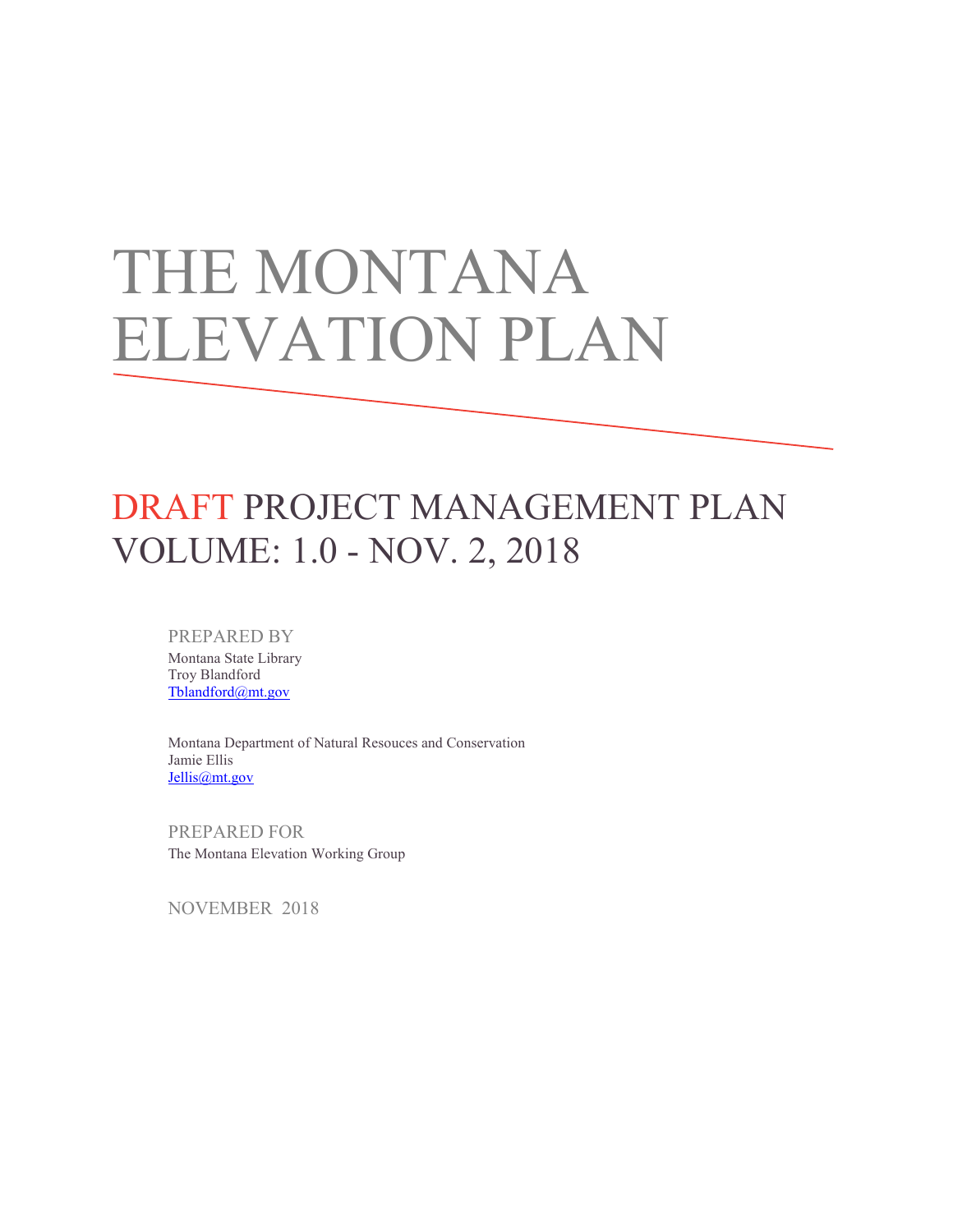# THE MONTANA ELEVATION PLAN

## DRAFT PROJECT MANAGEMENT PLAN
## VOLUME: 1.0 - NOV. 2, 2018

PREPARED BY

Montana State Library  
Troy Blandford  
Tblandford@mt.gov

Montana Department of Natural Resouces and Conservation  
Jamie Ellis  
Jellis@mt.gov

PREPARED FOR

The Montana Elevation Working Group

NOVEMBER 2018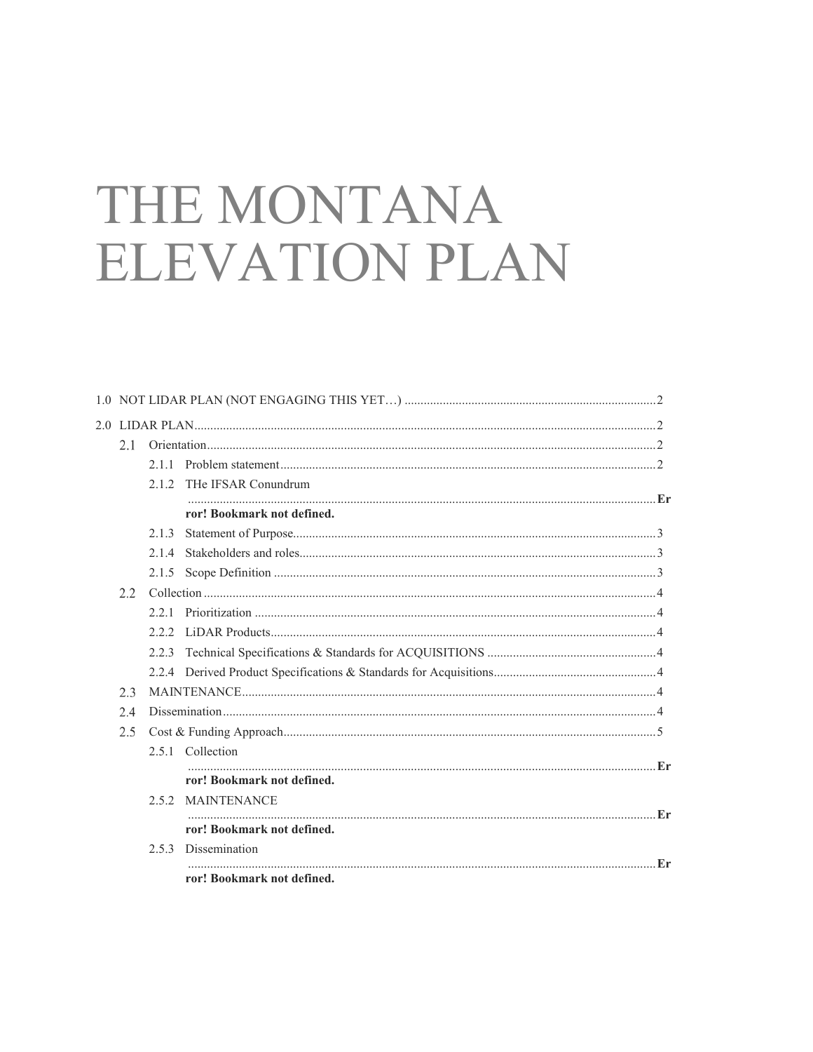# THE MONTANA ELEVATION PLAN

1.0 NOT LIDAR PLAN (NOT ENGAGING THIS YET…) .............................................................................. 2

2.0 LIDAR PLAN................................................................................................................................ 2

- 2.1 Orientation.......................................................................................................................... 2
  - 2.1.1 Problem statement ..................................................................................................... 2
  - 2.1.2 THe IFSAR Conundrum ................................................................................................. Error! Bookmark not defined.
  - 2.1.3 Statement of Purpose................................................................................................. 3
  - 2.1.4 Stakeholders and roles............................................................................................... 3
  - 2.1.5 Scope Definition ....................................................................................................... 3
- 2.2 Collection ............................................................................................................................ 4
  - 2.2.1 Prioritization ............................................................................................................. 4
  - 2.2.2 LiDAR Products......................................................................................................... 4
  - 2.2.3 Technical Specifications & Standards for ACQUISITIONS ..................................................... 4
  - 2.2.4 Derived Product Specifications & Standards for Acquisitions................................................... 4
- 2.3 MAINTENANCE................................................................................................................. 4
- 2.4 Dissemination...................................................................................................................... 4
- 2.5 Cost & Funding Approach.................................................................................................... 5
  - 2.5.1 Collection ................................................................................................................. Error! Bookmark not defined.
  - 2.5.2 MAINTENANCE ........................................................................................................ Error! Bookmark not defined.
  - 2.5.3 Dissemination ........................................................................................................... Error! Bookmark not defined.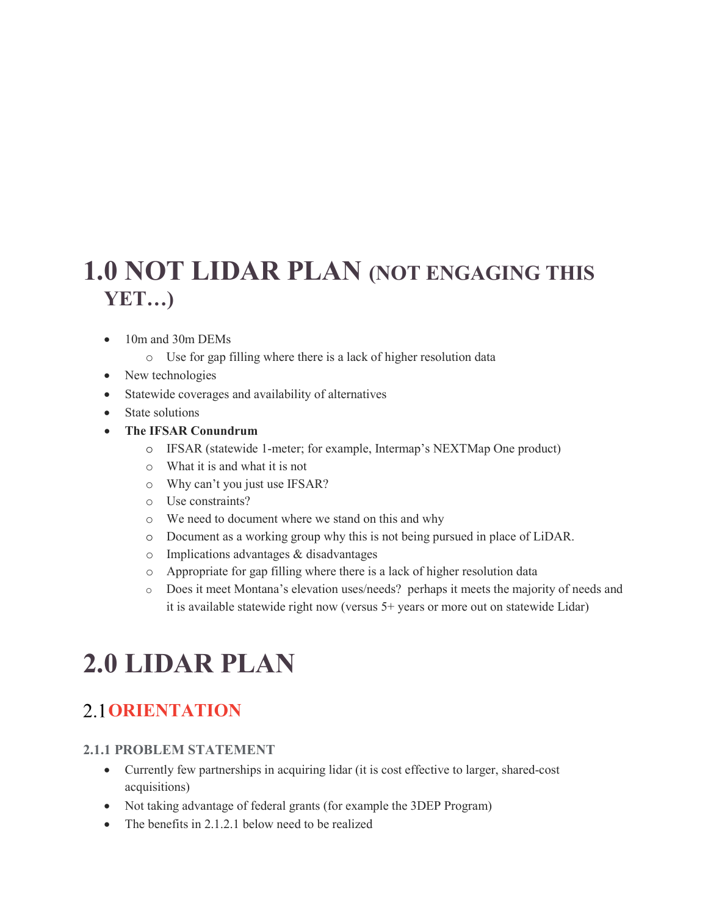# 1.0 NOT LIDAR PLAN (NOT ENGAGING THIS YET…)

- 10m and 30m DEMs
    - Use for gap filling where there is a lack of higher resolution data
- New technologies
- Statewide coverages and availability of alternatives
- State solutions
- **The IFSAR Conundrum**
    - IFSAR (statewide 1-meter; for example, Intermap's NEXTMap One product)
    - What it is and what it is not
    - Why can't you just use IFSAR?
    - Use constraints?
    - We need to document where we stand on this and why
    - Document as a working group why this is not being pursued in place of LiDAR.
    - Implications advantages & disadvantages
    - Appropriate for gap filling where there is a lack of higher resolution data
    - Does it meet Montana's elevation uses/needs? perhaps it meets the majority of needs and it is available statewide right now (versus 5+ years or more out on statewide Lidar)

# 2.0 LIDAR PLAN

## 2.1 ORIENTATION

### 2.1.1 PROBLEM STATEMENT

- Currently few partnerships in acquiring lidar (it is cost effective to larger, shared-cost acquisitions)
- Not taking advantage of federal grants (for example the 3DEP Program)
- The benefits in 2.1.2.1 below need to be realized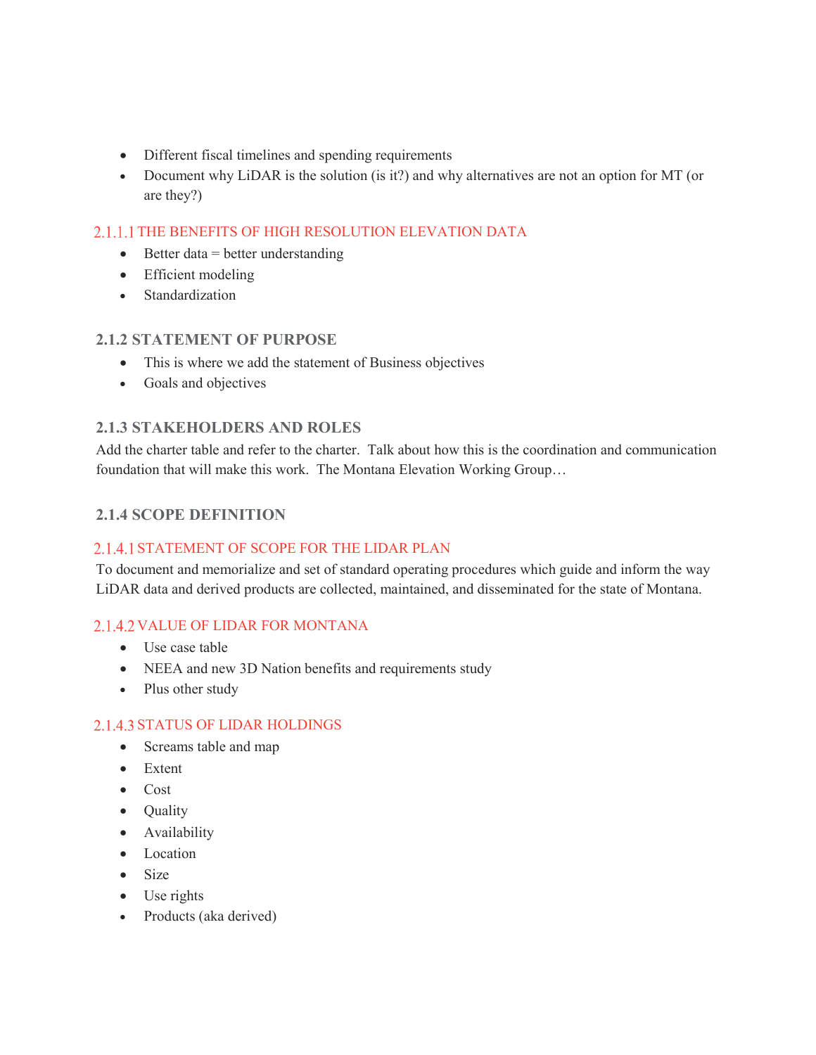- Different fiscal timelines and spending requirements
- Document why LiDAR is the solution (is it?) and why alternatives are not an option for MT (or are they?)

#### 2.1.1.1 THE BENEFITS OF HIGH RESOLUTION ELEVATION DATA

- Better data = better understanding
- Efficient modeling
- Standardization

### 2.1.2 STATEMENT OF PURPOSE

- This is where we add the statement of Business objectives
- Goals and objectives

### 2.1.3 STAKEHOLDERS AND ROLES

Add the charter table and refer to the charter. Talk about how this is the coordination and communication foundation that will make this work. The Montana Elevation Working Group…

### 2.1.4 SCOPE DEFINITION

#### 2.1.4.1 STATEMENT OF SCOPE FOR THE LIDAR PLAN

To document and memorialize and set of standard operating procedures which guide and inform the way LiDAR data and derived products are collected, maintained, and disseminated for the state of Montana.

#### 2.1.4.2 VALUE OF LIDAR FOR MONTANA

- Use case table
- NEEA and new 3D Nation benefits and requirements study
- Plus other study

#### 2.1.4.3 STATUS OF LIDAR HOLDINGS

- Screams table and map
- Extent
- Cost
- Quality
- Availability
- Location
- Size
- Use rights
- Products (aka derived)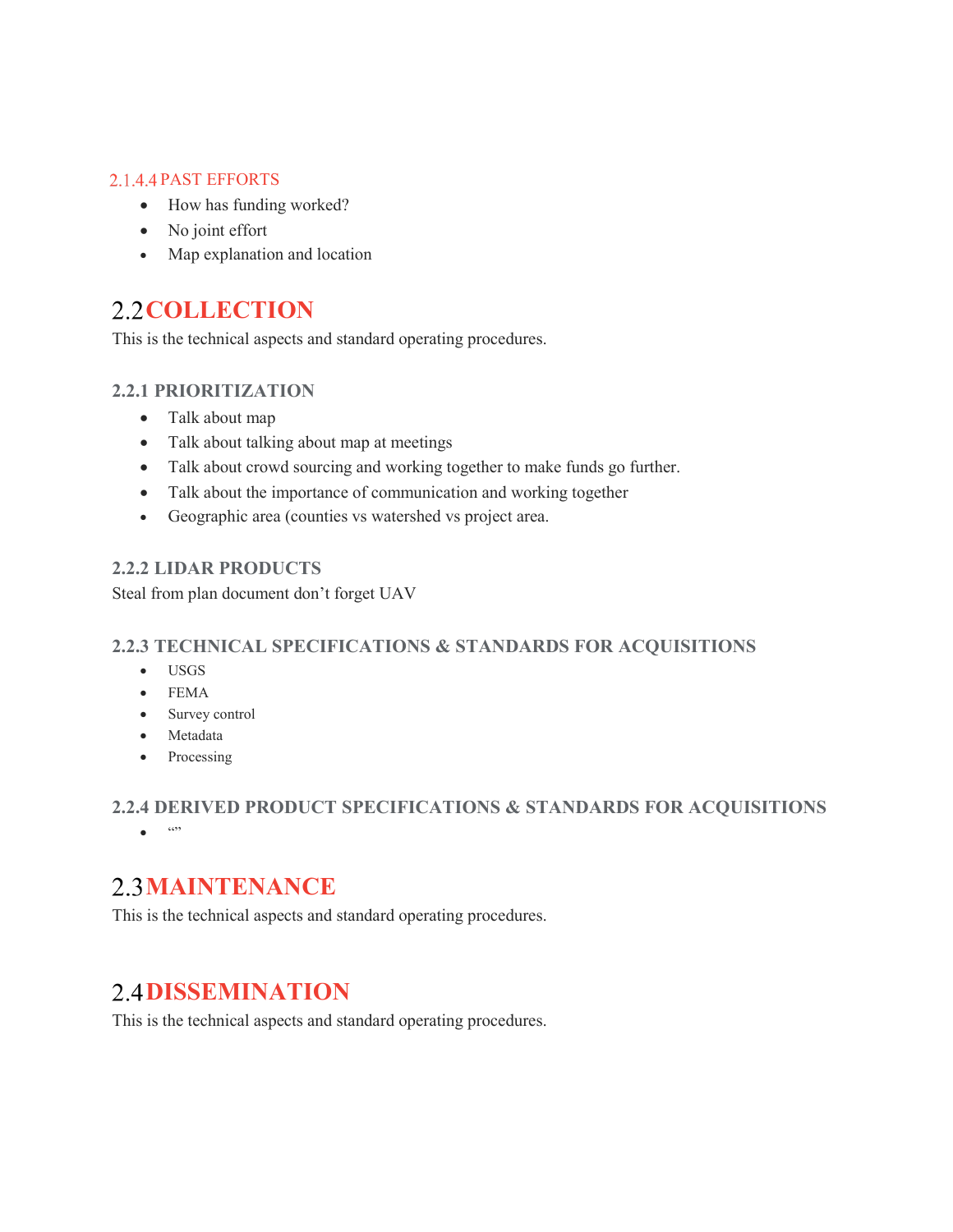#### 2.1.4.4 PAST EFFORTS

- How has funding worked?
- No joint effort
- Map explanation and location

## 2.2 COLLECTION

This is the technical aspects and standard operating procedures.

### 2.2.1 PRIORITIZATION

- Talk about map
- Talk about talking about map at meetings
- Talk about crowd sourcing and working together to make funds go further.
- Talk about the importance of communication and working together
- Geographic area (counties vs watershed vs project area.

### 2.2.2 LIDAR PRODUCTS

Steal from plan document don't forget UAV

### 2.2.3 TECHNICAL SPECIFICATIONS & STANDARDS FOR ACQUISITIONS

- USGS
- FEMA
- Survey control
- Metadata
- Processing

### 2.2.4 DERIVED PRODUCT SPECIFICATIONS & STANDARDS FOR ACQUISITIONS

- “”

## 2.3 MAINTENANCE

This is the technical aspects and standard operating procedures.

## 2.4 DISSEMINATION

This is the technical aspects and standard operating procedures.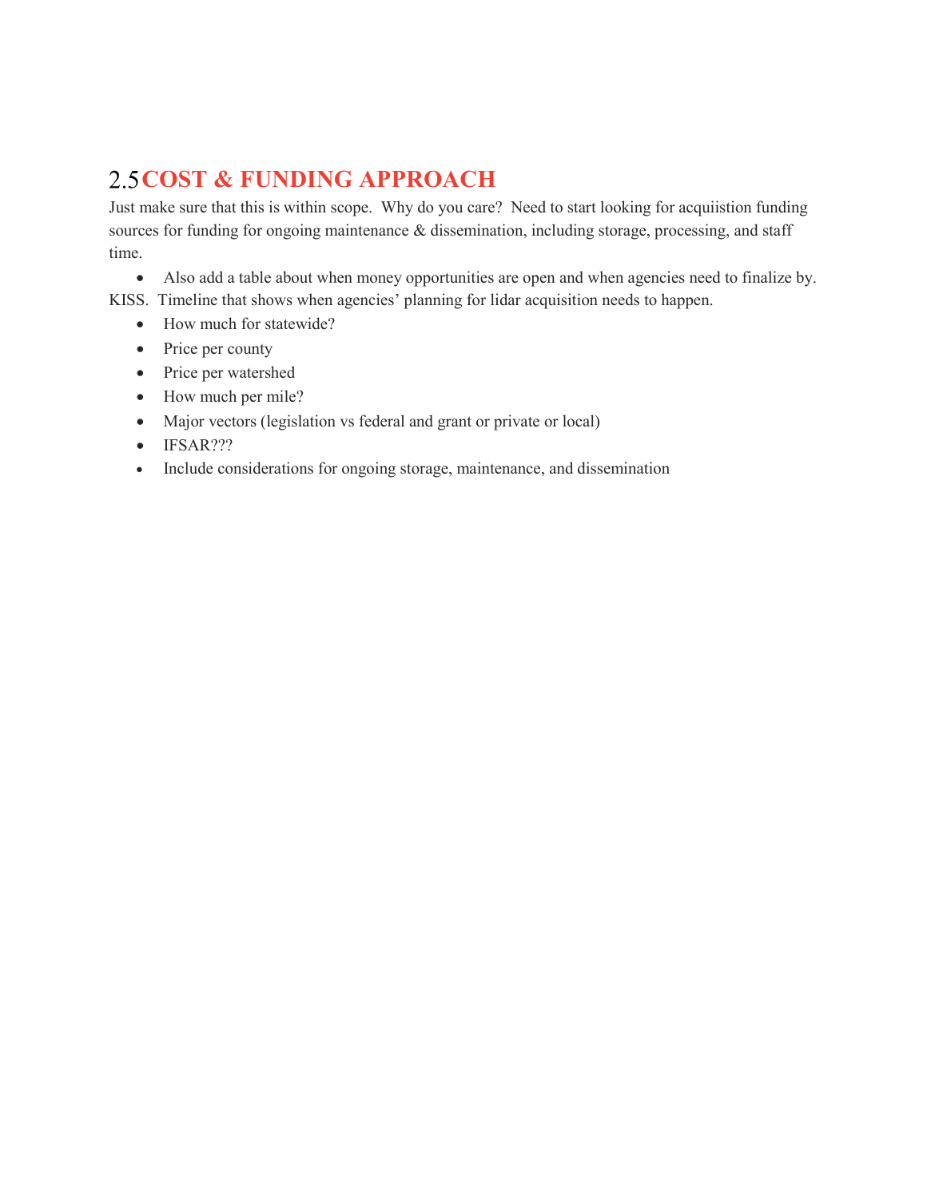## 2.5 COST & FUNDING APPROACH

Just make sure that this is within scope. Why do you care? Need to start looking for acquiistion funding sources for funding for ongoing maintenance & dissemination, including storage, processing, and staff time.

- Also add a table about when money opportunities are open and when agencies need to finalize by.

KISS. Timeline that shows when agencies' planning for lidar acquisition needs to happen.

- How much for statewide?
- Price per county
- Price per watershed
- How much per mile?
- Major vectors (legislation vs federal and grant or private or local)
- IFSAR???
- Include considerations for ongoing storage, maintenance, and dissemination